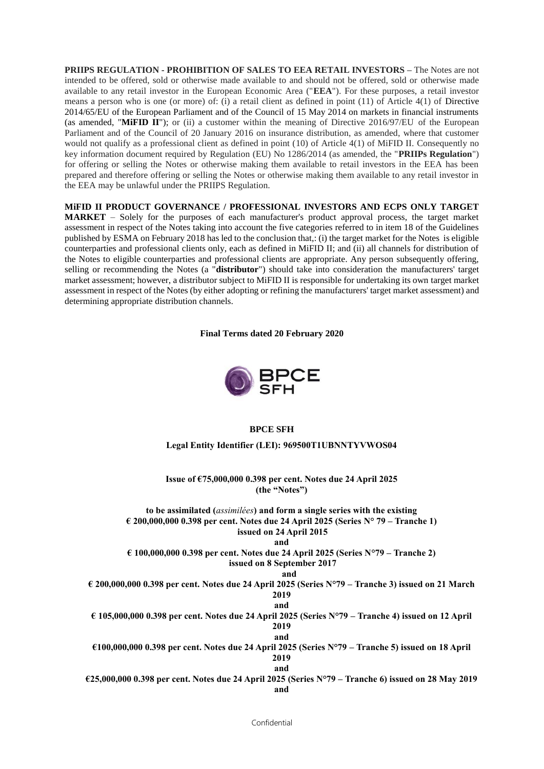**PRIIPS REGULATION - PROHIBITION OF SALES TO EEA RETAIL INVESTORS** – The Notes are not intended to be offered, sold or otherwise made available to and should not be offered, sold or otherwise made available to any retail investor in the European Economic Area ("**EEA**"). For these purposes, a retail investor means a person who is one (or more) of: (i) a retail client as defined in point (11) of Article 4(1) of Directive 2014/65/EU of the European Parliament and of the Council of 15 May 2014 on markets in financial instruments (as amended, "**MiFID II**"); or (ii) a customer within the meaning of Directive 2016/97/EU of the European Parliament and of the Council of 20 January 2016 on insurance distribution, as amended, where that customer would not qualify as a professional client as defined in point (10) of Article 4(1) of MiFID II. Consequently no key information document required by Regulation (EU) No 1286/2014 (as amended, the "**PRIIPs Regulation**") for offering or selling the Notes or otherwise making them available to retail investors in the EEA has been prepared and therefore offering or selling the Notes or otherwise making them available to any retail investor in the EEA may be unlawful under the PRIIPS Regulation.

**MiFID II PRODUCT GOVERNANCE / PROFESSIONAL INVESTORS AND ECPS ONLY TARGET MARKET** – Solely for the purposes of each manufacturer's product approval process, the target market assessment in respect of the Notes taking into account the five categories referred to in item 18 of the Guidelines published by ESMA on February 2018 has led to the conclusion that,: (i) the target market for the Notes is eligible counterparties and professional clients only, each as defined in MiFID II; and (ii) all channels for distribution of the Notes to eligible counterparties and professional clients are appropriate. Any person subsequently offering, selling or recommending the Notes (a "**distributor**") should take into consideration the manufacturers' target market assessment; however, a distributor subject to MiFID II is responsible for undertaking its own target market assessment in respect of the Notes (by either adopting or refining the manufacturers' target market assessment) and determining appropriate distribution channels.

**Final Terms dated 20 February 2020**

**BPCE SFH**

**Legal Entity Identifier (LEI): 969500T1UBNNTYVWOS04**

**Issue of €75,000,000 0.398 per cent. Notes due 24 April 2025**
**(the "Notes")**

**to be assimilated (*assimilées*) and form a single series with the existing**
**€ 200,000,000 0.398 per cent. Notes due 24 April 2025 (Series N° 79 – Tranche 1)**
**issued on 24 April 2015**
**and**
**€ 100,000,000 0.398 per cent. Notes due 24 April 2025 (Series N°79 – Tranche 2)**
**issued on 8 September 2017**
**and**
**€ 200,000,000 0.398 per cent. Notes due 24 April 2025 (Series N°79 – Tranche 3) issued on 21 March 2019**
**and**
**€ 105,000,000 0.398 per cent. Notes due 24 April 2025 (Series N°79 – Tranche 4) issued on 12 April 2019**
**and**
**€100,000,000 0.398 per cent. Notes due 24 April 2025 (Series N°79 – Tranche 5) issued on 18 April 2019**
**and**
**€25,000,000 0.398 per cent. Notes due 24 April 2025 (Series N°79 – Tranche 6) issued on 28 May 2019**
**and**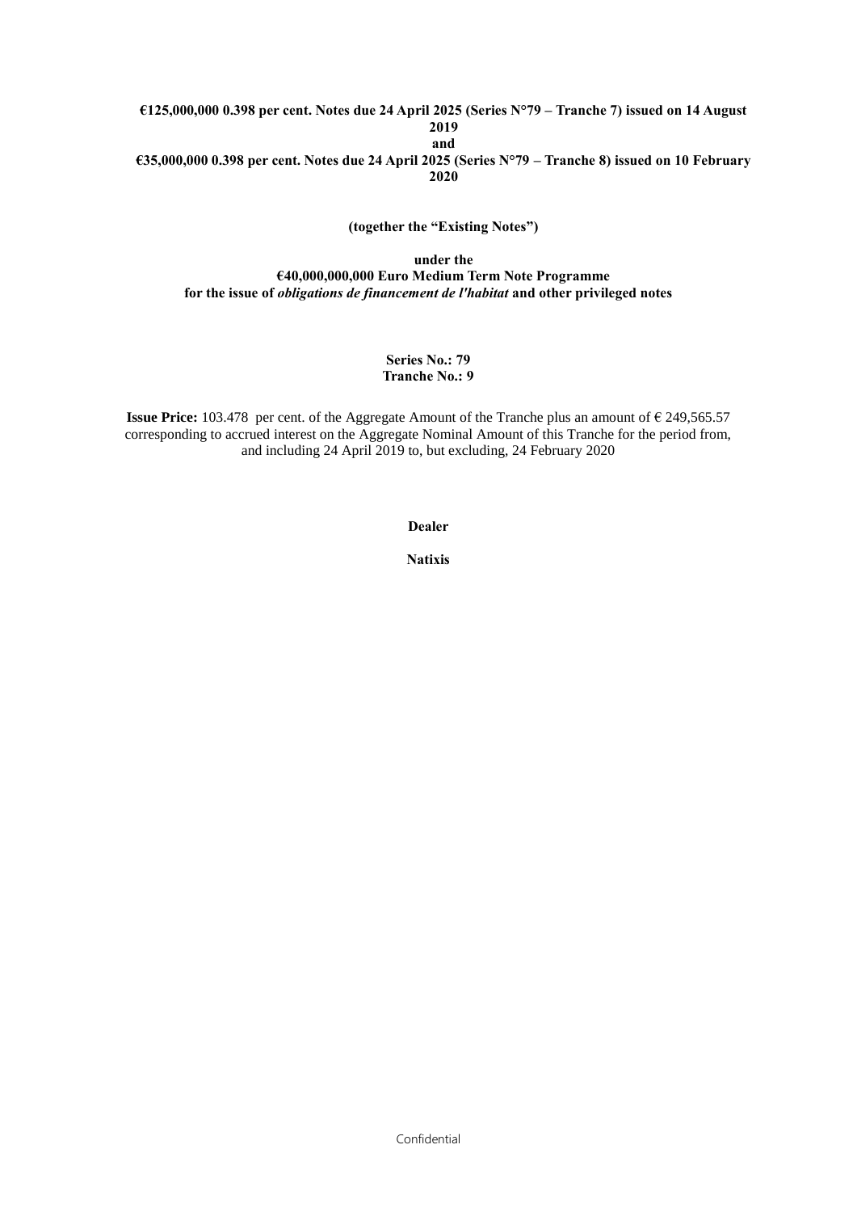**€125,000,000 0.398 per cent. Notes due 24 April 2025 (Series N°79 – Tranche 7) issued on 14 August 2019**
**and**
**€35,000,000 0.398 per cent. Notes due 24 April 2025 (Series N°79 – Tranche 8) issued on 10 February 2020**

**(together the "Existing Notes")**

**under the**
**€40,000,000,000 Euro Medium Term Note Programme**
**for the issue of *obligations de financement de l'habitat* and other privileged notes**

**Series No.: 79**
**Tranche No.: 9**

**Issue Price:** 103.478 per cent. of the Aggregate Amount of the Tranche plus an amount of € 249,565.57 corresponding to accrued interest on the Aggregate Nominal Amount of this Tranche for the period from, and including 24 April 2019 to, but excluding, 24 February 2020

**Dealer**

**Natixis**

Confidential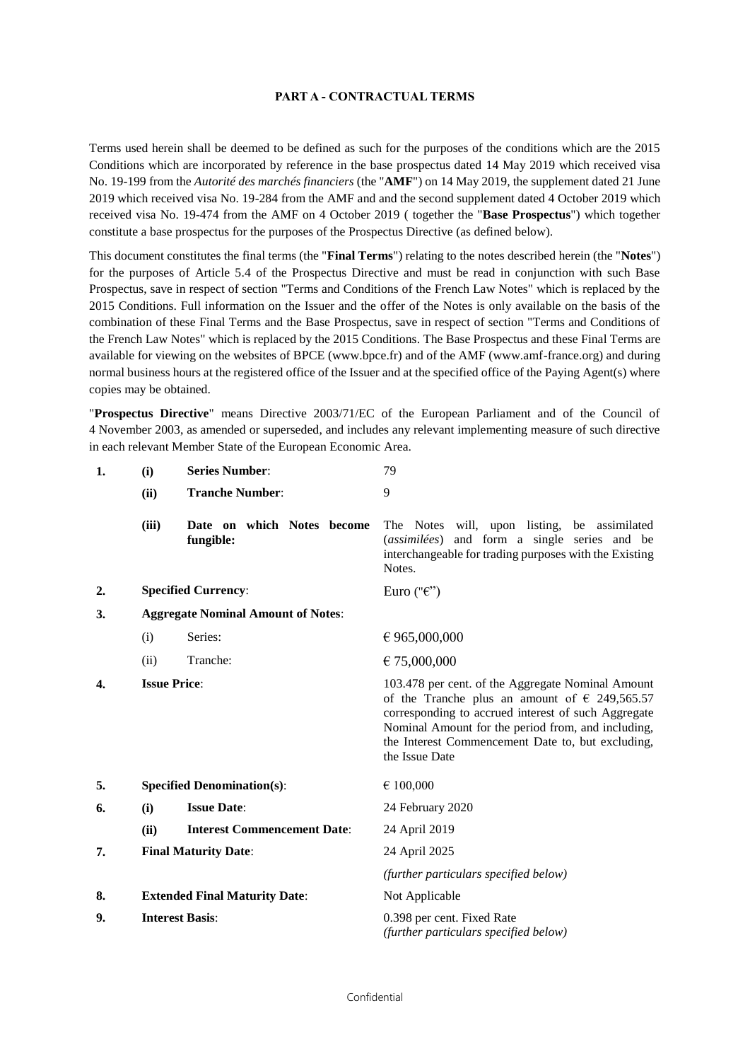## PART A - CONTRACTUAL TERMS

Terms used herein shall be deemed to be defined as such for the purposes of the conditions which are the 2015 Conditions which are incorporated by reference in the base prospectus dated 14 May 2019 which received visa No. 19-199 from the *Autorité des marchés financiers* (the "**AMF**") on 14 May 2019, the supplement dated 21 June 2019 which received visa No. 19-284 from the AMF and and the second supplement dated 4 October 2019 which received visa No. 19-474 from the AMF on 4 October 2019 ( together the "**Base Prospectus**") which together constitute a base prospectus for the purposes of the Prospectus Directive (as defined below).

This document constitutes the final terms (the "**Final Terms**") relating to the notes described herein (the "**Notes**") for the purposes of Article 5.4 of the Prospectus Directive and must be read in conjunction with such Base Prospectus, save in respect of section "Terms and Conditions of the French Law Notes" which is replaced by the 2015 Conditions. Full information on the Issuer and the offer of the Notes is only available on the basis of the combination of these Final Terms and the Base Prospectus, save in respect of section "Terms and Conditions of the French Law Notes" which is replaced by the 2015 Conditions. The Base Prospectus and these Final Terms are available for viewing on the websites of BPCE (www.bpce.fr) and of the AMF (www.amf-france.org) and during normal business hours at the registered office of the Issuer and at the specified office of the Paying Agent(s) where copies may be obtained.

"**Prospectus Directive**" means Directive 2003/71/EC of the European Parliament and of the Council of 4 November 2003, as amended or superseded, and includes any relevant implementing measure of such directive in each relevant Member State of the European Economic Area.

| | | | |
|---|---|---|---|
| **1.** | **(i)** | **Series Number**: | 79 |
| | **(ii)** | **Tranche Number**: | 9 |
| | **(iii)** | **Date on which Notes become fungible:** | The Notes will, upon listing, be assimilated (*assimilées*) and form a single series and be interchangeable for trading purposes with the Existing Notes. |
| **2.** | **Specified Currency**: | | Euro ("€") |
| **3.** | **Aggregate Nominal Amount of Notes**: | | |
| | (i) | Series: | € 965,000,000 |
| | (ii) | Tranche: | € 75,000,000 |
| **4.** | **Issue Price**: | | 103.478 per cent. of the Aggregate Nominal Amount of the Tranche plus an amount of € 249,565.57 corresponding to accrued interest of such Aggregate Nominal Amount for the period from, and including, the Interest Commencement Date to, but excluding, the Issue Date |
| **5.** | **Specified Denomination(s)**: | | € 100,000 |
| **6.** | **(i)** | **Issue Date**: | 24 February 2020 |
| | **(ii)** | **Interest Commencement Date**: | 24 April 2019 |
| **7.** | **Final Maturity Date**: | | 24 April 2025 |
| | | | *(further particulars specified below)* |
| **8.** | **Extended Final Maturity Date**: | | Not Applicable |
| **9.** | **Interest Basis**: | | 0.398 per cent. Fixed Rate<br>*(further particulars specified below)* |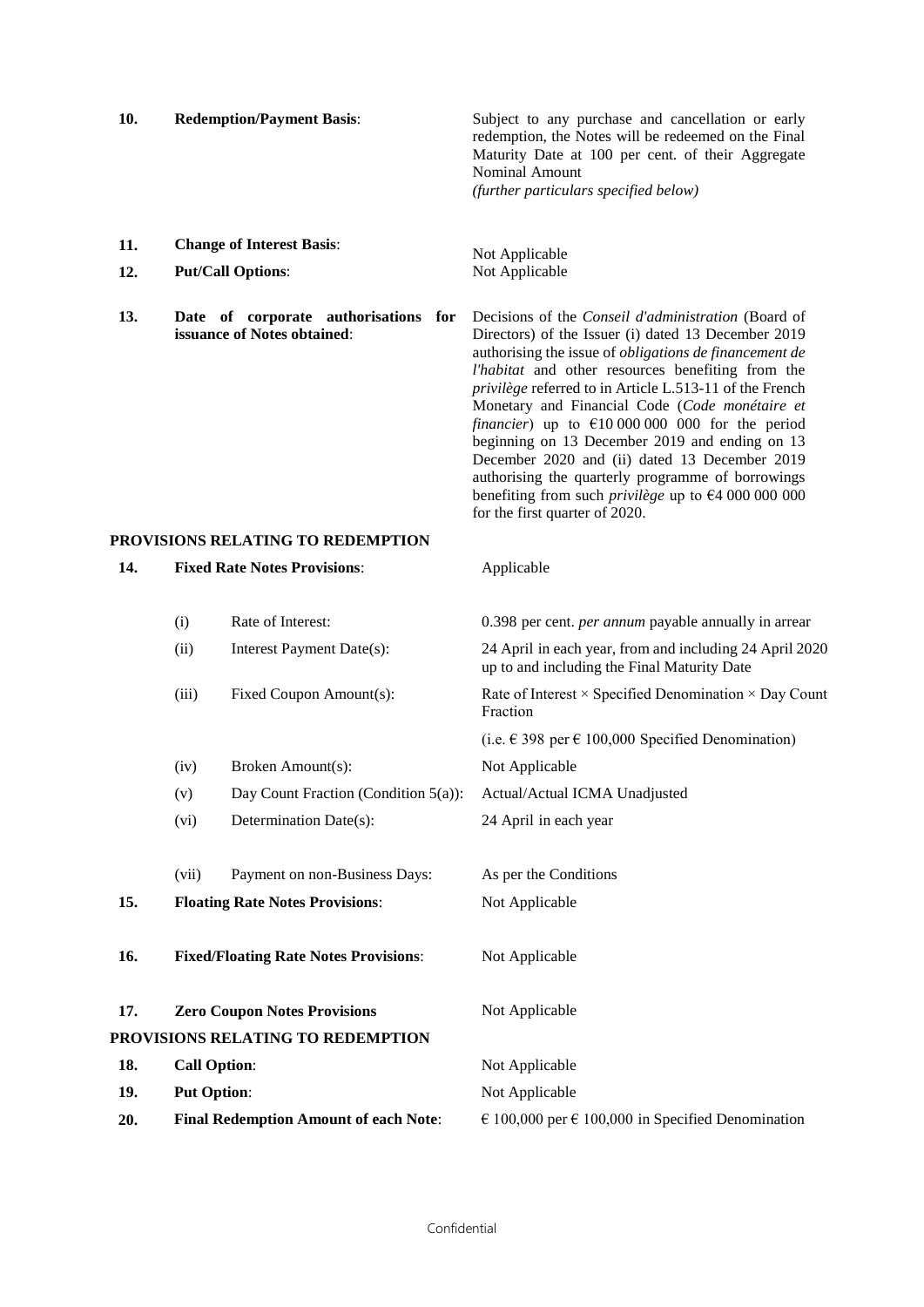| | | |
|---|---|---|
| **10.** | **Redemption/Payment Basis**: | Subject to any purchase and cancellation or early redemption, the Notes will be redeemed on the Final Maturity Date at 100 per cent. of their Aggregate Nominal Amount *(further particulars specified below)* |
| **11.** | **Change of Interest Basis**: | Not Applicable |
| **12.** | **Put/Call Options**: | Not Applicable |
| **13.** | **Date of corporate authorisations for issuance of Notes obtained**: | Decisions of the *Conseil d'administration* (Board of Directors) of the Issuer (i) dated 13 December 2019 authorising the issue of *obligations de financement de l'habitat* and other resources benefiting from the *privilège* referred to in Article L.513-11 of the French Monetary and Financial Code (*Code monétaire et financier*) up to €10 000 000 000 for the period beginning on 13 December 2019 and ending on 13 December 2020 and (ii) dated 13 December 2019 authorising the quarterly programme of borrowings benefiting from such *privilège* up to €4 000 000 000 for the first quarter of 2020. |

**PROVISIONS RELATING TO REDEMPTION**

| | | | |
|---|---|---|---|
| **14.** | **Fixed Rate Notes Provisions**: | | Applicable |
| | (i) | Rate of Interest: | 0.398 per cent. *per annum* payable annually in arrear |
| | (ii) | Interest Payment Date(s): | 24 April in each year, from and including 24 April 2020 up to and including the Final Maturity Date |
| | (iii) | Fixed Coupon Amount(s): | Rate of Interest × Specified Denomination × Day Count Fraction<br>(i.e. € 398 per € 100,000 Specified Denomination) |
| | (iv) | Broken Amount(s): | Not Applicable |
| | (v) | Day Count Fraction (Condition 5(a)): | Actual/Actual ICMA Unadjusted |
| | (vi) | Determination Date(s): | 24 April in each year |
| | (vii) | Payment on non-Business Days: | As per the Conditions |
| **15.** | **Floating Rate Notes Provisions**: | | Not Applicable |
| **16.** | **Fixed/Floating Rate Notes Provisions**: | | Not Applicable |
| **17.** | **Zero Coupon Notes Provisions** | | Not Applicable |

**PROVISIONS RELATING TO REDEMPTION**

| | | |
|---|---|---|
| **18.** | **Call Option**: | Not Applicable |
| **19.** | **Put Option**: | Not Applicable |
| **20.** | **Final Redemption Amount of each Note**: | € 100,000 per € 100,000 in Specified Denomination |

Confidential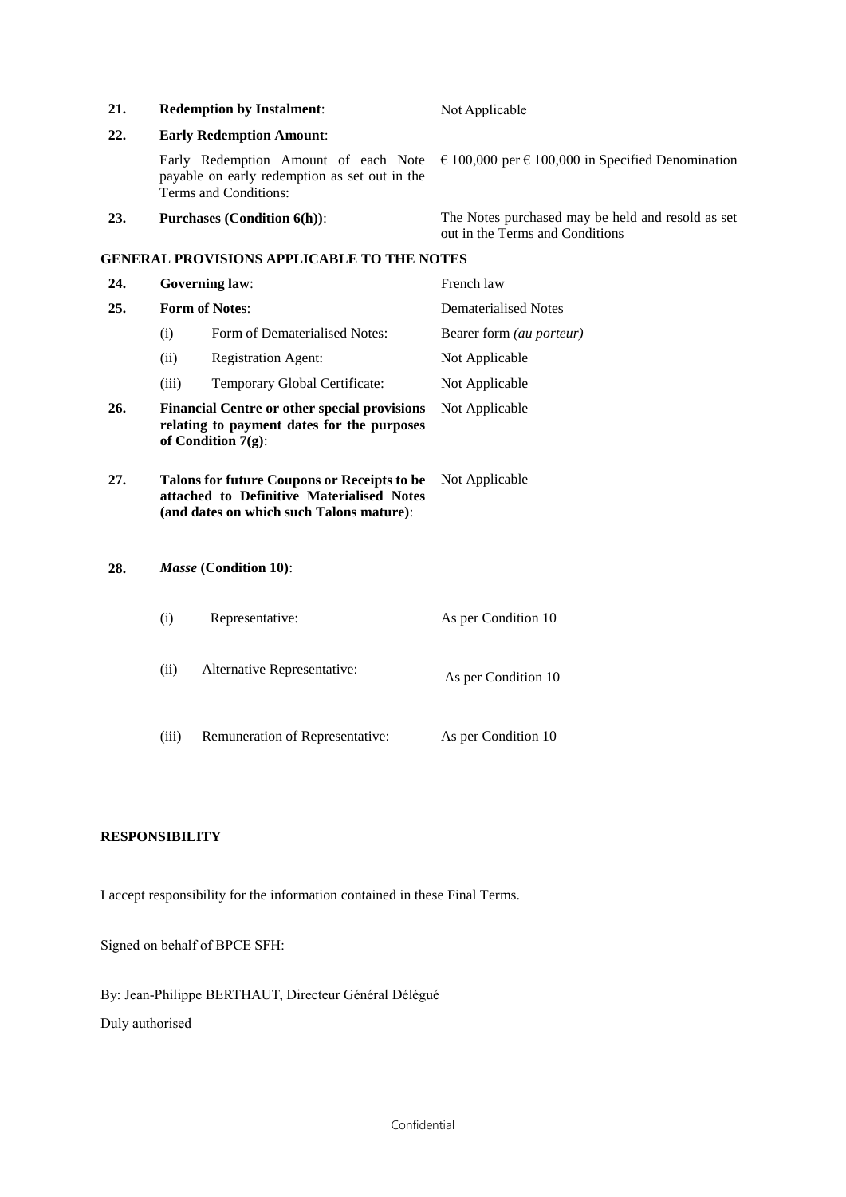| | | | |
|---|---|---|---|
| **21.** | **Redemption by Instalment**: | | Not Applicable |
| **22.** | **Early Redemption Amount**: | | |
| | Early Redemption Amount of each Note payable on early redemption as set out in the Terms and Conditions: | | € 100,000 per € 100,000 in Specified Denomination |
| **23.** | **Purchases (Condition 6(h))**: | | The Notes purchased may be held and resold as set out in the Terms and Conditions |

**GENERAL PROVISIONS APPLICABLE TO THE NOTES**

| | | | |
|---|---|---|---|
| **24.** | **Governing law**: | | French law |
| **25.** | **Form of Notes**: | | Dematerialised Notes |
| | (i) | Form of Dematerialised Notes: | Bearer form *(au porteur)* |
| | (ii) | Registration Agent: | Not Applicable |
| | (iii) | Temporary Global Certificate: | Not Applicable |
| **26.** | **Financial Centre or other special provisions relating to payment dates for the purposes of Condition 7(g)**: | | Not Applicable |
| **27.** | **Talons for future Coupons or Receipts to be attached to Definitive Materialised Notes (and dates on which such Talons mature)**: | | Not Applicable |
| **28.** | ***Masse* (Condition 10)**: | | |
| | (i) | Representative: | As per Condition 10 |
| | (ii) | Alternative Representative: | As per Condition 10 |
| | (iii) | Remuneration of Representative: | As per Condition 10 |

**RESPONSIBILITY**

I accept responsibility for the information contained in these Final Terms.

Signed on behalf of BPCE SFH:

By: Jean-Philippe BERTHAUT, Directeur Général Délégué

Duly authorised

Confidential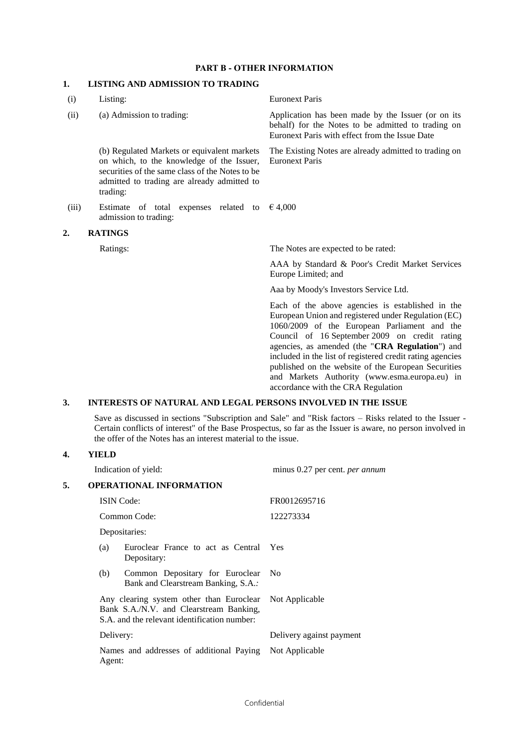# PART B - OTHER INFORMATION

## 1. LISTING AND ADMISSION TO TRADING

| | | |
|---|---|---|
| (i) | Listing: | Euronext Paris |
| (ii) | (a) Admission to trading: | Application has been made by the Issuer (or on its behalf) for the Notes to be admitted to trading on Euronext Paris with effect from the Issue Date |
| | (b) Regulated Markets or equivalent markets on which, to the knowledge of the Issuer, securities of the same class of the Notes to be admitted to trading are already admitted to trading: | The Existing Notes are already admitted to trading on Euronext Paris |
| (iii) | Estimate of total expenses related to admission to trading: | € 4,000 |

## 2. RATINGS

| | |
|---|---|
| Ratings: | The Notes are expected to be rated: |
| | AAA by Standard & Poor's Credit Market Services Europe Limited; and |
| | Aaa by Moody's Investors Service Ltd. |
| | Each of the above agencies is established in the European Union and registered under Regulation (EC) 1060/2009 of the European Parliament and the Council of 16 September 2009 on credit rating agencies, as amended (the "**CRA Regulation**") and included in the list of registered credit rating agencies published on the website of the European Securities and Markets Authority (www.esma.europa.eu) in accordance with the CRA Regulation |

## 3. INTERESTS OF NATURAL AND LEGAL PERSONS INVOLVED IN THE ISSUE

Save as discussed in sections "Subscription and Sale" and "Risk factors – Risks related to the Issuer - Certain conflicts of interest" of the Base Prospectus, so far as the Issuer is aware, no person involved in the offer of the Notes has an interest material to the issue.

## 4. YIELD

| | |
|---|---|
| Indication of yield: | minus 0.27 per cent. *per annum* |

## 5. OPERATIONAL INFORMATION

| | |
|---|---|
| ISIN Code: | FR0012695716 |
| Common Code: | 122273334 |
| Depositaries: | |
| (a) Euroclear France to act as Central Depositary: | Yes |
| (b) Common Depositary for Euroclear Bank and Clearstream Banking, S.A.: | No |
| Any clearing system other than Euroclear Bank S.A./N.V. and Clearstream Banking, S.A. and the relevant identification number: | Not Applicable |
| Delivery: | Delivery against payment |
| Names and addresses of additional Paying Agent: | Not Applicable |

Confidential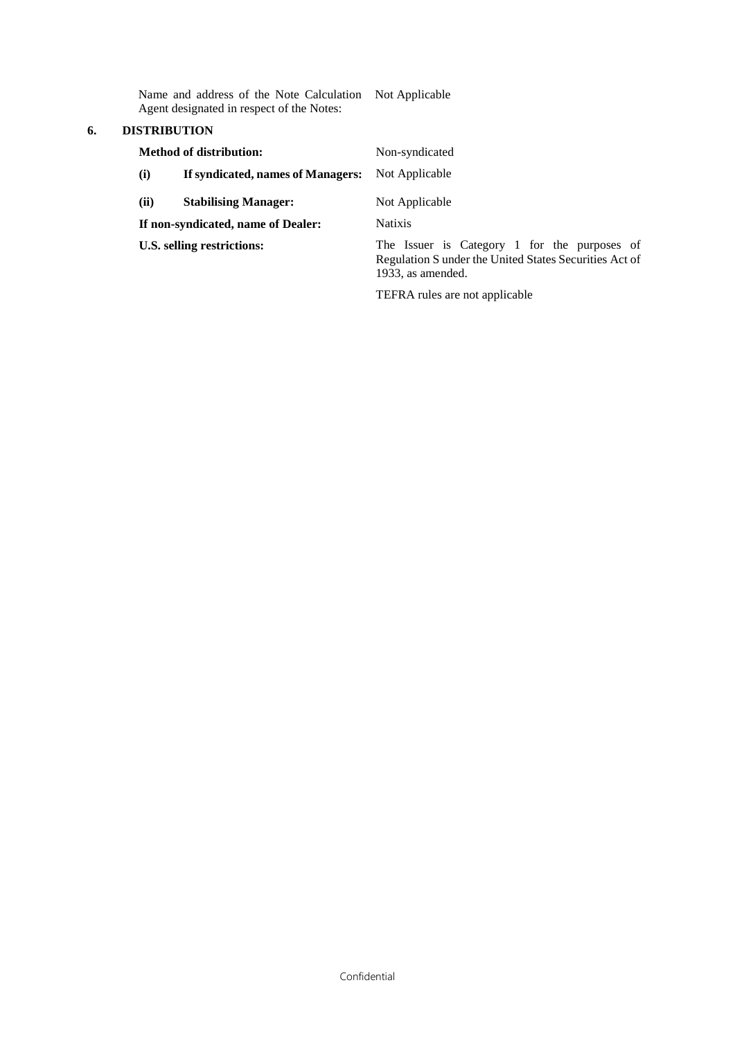| | |
|---|---|
| Name and address of the Note Calculation Agent designated in respect of the Notes: | Not Applicable |

## 6. DISTRIBUTION

| | |
|---|---|
| **Method of distribution:** | Non-syndicated |
| **(i) If syndicated, names of Managers:** | Not Applicable |
| **(ii) Stabilising Manager:** | Not Applicable |
| **If non-syndicated, name of Dealer:** | Natixis |
| **U.S. selling restrictions:** | The Issuer is Category 1 for the purposes of Regulation S under the United States Securities Act of 1933, as amended.<br><br>TEFRA rules are not applicable |

Confidential